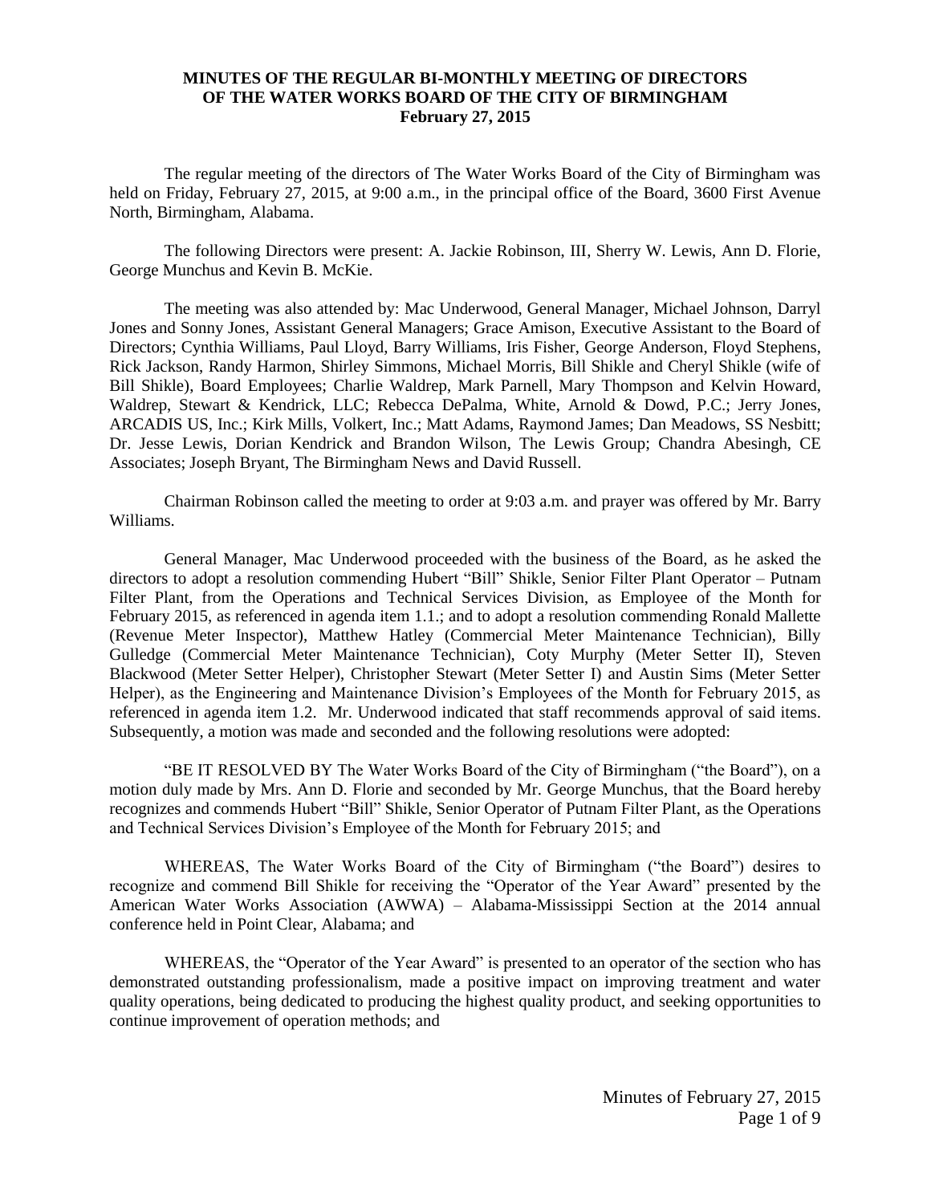**MINUTES OF THE REGULAR BI-MONTHLY MEETING OF DIRECTORS OF THE WATER WORKS BOARD OF THE CITY OF BIRMINGHAM**
**February 27, 2015**

The regular meeting of the directors of The Water Works Board of the City of Birmingham was held on Friday, February 27, 2015, at 9:00 a.m., in the principal office of the Board, 3600 First Avenue North, Birmingham, Alabama.

The following Directors were present: A. Jackie Robinson, III, Sherry W. Lewis, Ann D. Florie, George Munchus and Kevin B. McKie.

The meeting was also attended by: Mac Underwood, General Manager, Michael Johnson, Darryl Jones and Sonny Jones, Assistant General Managers; Grace Amison, Executive Assistant to the Board of Directors; Cynthia Williams, Paul Lloyd, Barry Williams, Iris Fisher, George Anderson, Floyd Stephens, Rick Jackson, Randy Harmon, Shirley Simmons, Michael Morris, Bill Shikle and Cheryl Shikle (wife of Bill Shikle), Board Employees; Charlie Waldrep, Mark Parnell, Mary Thompson and Kelvin Howard, Waldrep, Stewart & Kendrick, LLC; Rebecca DePalma, White, Arnold & Dowd, P.C.; Jerry Jones, ARCADIS US, Inc.; Kirk Mills, Volkert, Inc.; Matt Adams, Raymond James; Dan Meadows, SS Nesbitt; Dr. Jesse Lewis, Dorian Kendrick and Brandon Wilson, The Lewis Group; Chandra Abesingh, CE Associates; Joseph Bryant, The Birmingham News and David Russell.

Chairman Robinson called the meeting to order at 9:03 a.m. and prayer was offered by Mr. Barry Williams.

General Manager, Mac Underwood proceeded with the business of the Board, as he asked the directors to adopt a resolution commending Hubert "Bill" Shikle, Senior Filter Plant Operator – Putnam Filter Plant, from the Operations and Technical Services Division, as Employee of the Month for February 2015, as referenced in agenda item 1.1.; and to adopt a resolution commending Ronald Mallette (Revenue Meter Inspector), Matthew Hatley (Commercial Meter Maintenance Technician), Billy Gulledge (Commercial Meter Maintenance Technician), Coty Murphy (Meter Setter II), Steven Blackwood (Meter Setter Helper), Christopher Stewart (Meter Setter I) and Austin Sims (Meter Setter Helper), as the Engineering and Maintenance Division's Employees of the Month for February 2015, as referenced in agenda item 1.2. Mr. Underwood indicated that staff recommends approval of said items. Subsequently, a motion was made and seconded and the following resolutions were adopted:

"BE IT RESOLVED BY The Water Works Board of the City of Birmingham ("the Board"), on a motion duly made by Mrs. Ann D. Florie and seconded by Mr. George Munchus, that the Board hereby recognizes and commends Hubert "Bill" Shikle, Senior Operator of Putnam Filter Plant, as the Operations and Technical Services Division's Employee of the Month for February 2015; and

WHEREAS, The Water Works Board of the City of Birmingham ("the Board") desires to recognize and commend Bill Shikle for receiving the "Operator of the Year Award" presented by the American Water Works Association (AWWA) – Alabama-Mississippi Section at the 2014 annual conference held in Point Clear, Alabama; and

WHEREAS, the "Operator of the Year Award" is presented to an operator of the section who has demonstrated outstanding professionalism, made a positive impact on improving treatment and water quality operations, being dedicated to producing the highest quality product, and seeking opportunities to continue improvement of operation methods; and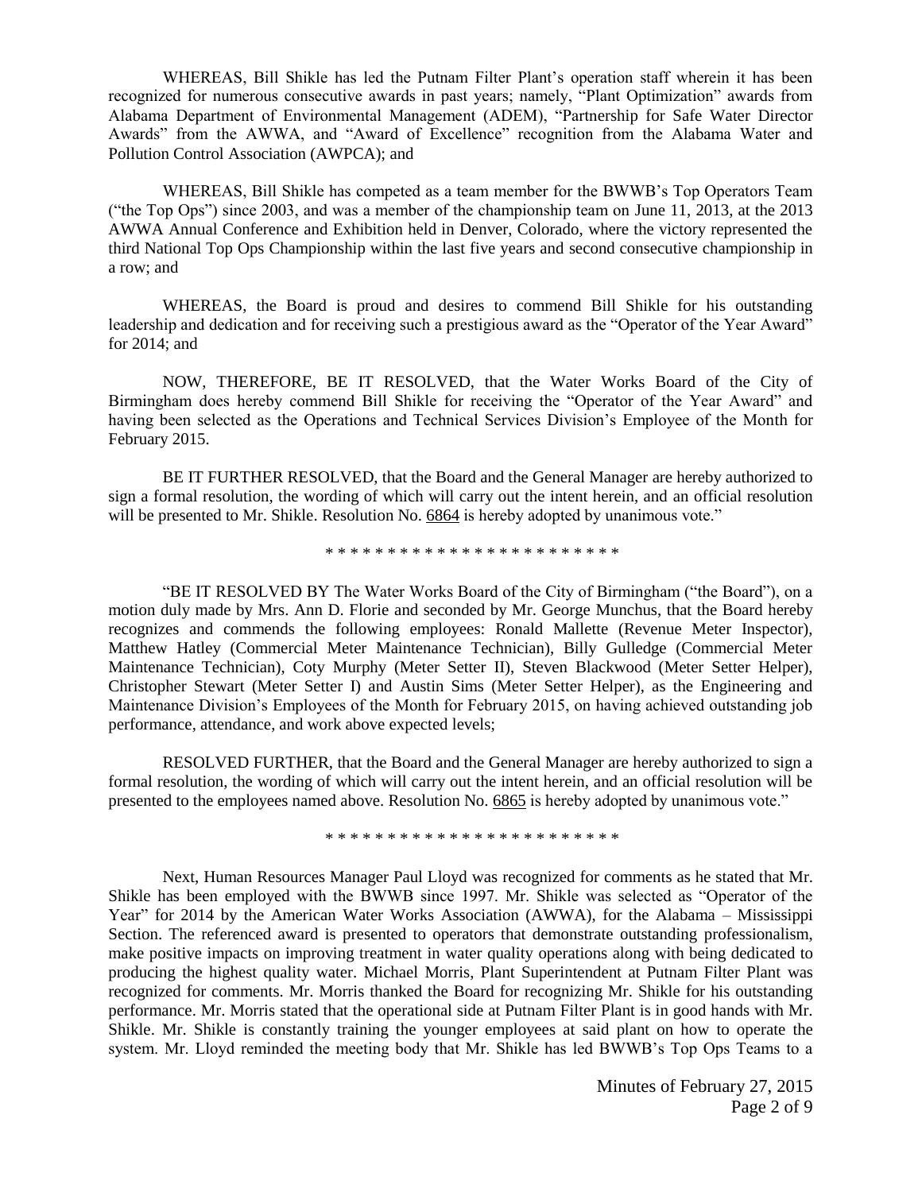WHEREAS, Bill Shikle has led the Putnam Filter Plant's operation staff wherein it has been recognized for numerous consecutive awards in past years; namely, "Plant Optimization" awards from Alabama Department of Environmental Management (ADEM), "Partnership for Safe Water Director Awards" from the AWWA, and "Award of Excellence" recognition from the Alabama Water and Pollution Control Association (AWPCA); and

WHEREAS, Bill Shikle has competed as a team member for the BWWB's Top Operators Team ("the Top Ops") since 2003, and was a member of the championship team on June 11, 2013, at the 2013 AWWA Annual Conference and Exhibition held in Denver, Colorado, where the victory represented the third National Top Ops Championship within the last five years and second consecutive championship in a row; and

WHEREAS, the Board is proud and desires to commend Bill Shikle for his outstanding leadership and dedication and for receiving such a prestigious award as the "Operator of the Year Award" for 2014; and

NOW, THEREFORE, BE IT RESOLVED, that the Water Works Board of the City of Birmingham does hereby commend Bill Shikle for receiving the "Operator of the Year Award" and having been selected as the Operations and Technical Services Division's Employee of the Month for February 2015.

BE IT FURTHER RESOLVED, that the Board and the General Manager are hereby authorized to sign a formal resolution, the wording of which will carry out the intent herein, and an official resolution will be presented to Mr. Shikle. Resolution No. 6864 is hereby adopted by unanimous vote."

\* \* \* \* \* \* \* \* \* \* \* \* \* \* \* \* \* \* \* \* \* \* \* \*

"BE IT RESOLVED BY The Water Works Board of the City of Birmingham ("the Board"), on a motion duly made by Mrs. Ann D. Florie and seconded by Mr. George Munchus, that the Board hereby recognizes and commends the following employees: Ronald Mallette (Revenue Meter Inspector), Matthew Hatley (Commercial Meter Maintenance Technician), Billy Gulledge (Commercial Meter Maintenance Technician), Coty Murphy (Meter Setter II), Steven Blackwood (Meter Setter Helper), Christopher Stewart (Meter Setter I) and Austin Sims (Meter Setter Helper), as the Engineering and Maintenance Division's Employees of the Month for February 2015, on having achieved outstanding job performance, attendance, and work above expected levels;

RESOLVED FURTHER, that the Board and the General Manager are hereby authorized to sign a formal resolution, the wording of which will carry out the intent herein, and an official resolution will be presented to the employees named above. Resolution No. 6865 is hereby adopted by unanimous vote."

\* \* \* \* \* \* \* \* \* \* \* \* \* \* \* \* \* \* \* \* \* \* \* \*

Next, Human Resources Manager Paul Lloyd was recognized for comments as he stated that Mr. Shikle has been employed with the BWWB since 1997. Mr. Shikle was selected as "Operator of the Year" for 2014 by the American Water Works Association (AWWA), for the Alabama – Mississippi Section. The referenced award is presented to operators that demonstrate outstanding professionalism, make positive impacts on improving treatment in water quality operations along with being dedicated to producing the highest quality water. Michael Morris, Plant Superintendent at Putnam Filter Plant was recognized for comments. Mr. Morris thanked the Board for recognizing Mr. Shikle for his outstanding performance. Mr. Morris stated that the operational side at Putnam Filter Plant is in good hands with Mr. Shikle. Mr. Shikle is constantly training the younger employees at said plant on how to operate the system. Mr. Lloyd reminded the meeting body that Mr. Shikle has led BWWB's Top Ops Teams to a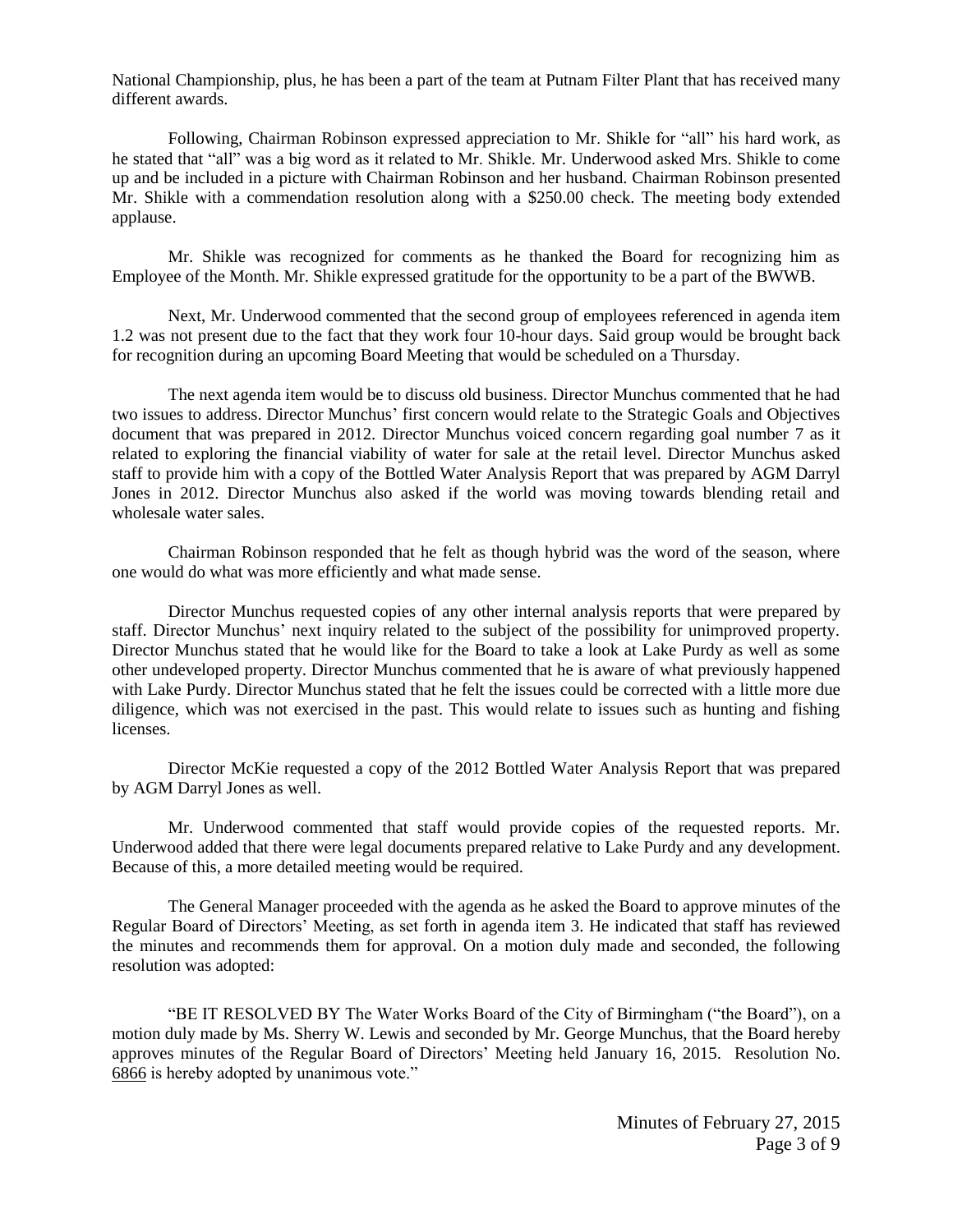National Championship, plus, he has been a part of the team at Putnam Filter Plant that has received many different awards.

Following, Chairman Robinson expressed appreciation to Mr. Shikle for "all" his hard work, as he stated that "all" was a big word as it related to Mr. Shikle. Mr. Underwood asked Mrs. Shikle to come up and be included in a picture with Chairman Robinson and her husband. Chairman Robinson presented Mr. Shikle with a commendation resolution along with a $250.00 check. The meeting body extended applause.

Mr. Shikle was recognized for comments as he thanked the Board for recognizing him as Employee of the Month. Mr. Shikle expressed gratitude for the opportunity to be a part of the BWWB.

Next, Mr. Underwood commented that the second group of employees referenced in agenda item 1.2 was not present due to the fact that they work four 10-hour days. Said group would be brought back for recognition during an upcoming Board Meeting that would be scheduled on a Thursday.

The next agenda item would be to discuss old business. Director Munchus commented that he had two issues to address. Director Munchus' first concern would relate to the Strategic Goals and Objectives document that was prepared in 2012. Director Munchus voiced concern regarding goal number 7 as it related to exploring the financial viability of water for sale at the retail level. Director Munchus asked staff to provide him with a copy of the Bottled Water Analysis Report that was prepared by AGM Darryl Jones in 2012. Director Munchus also asked if the world was moving towards blending retail and wholesale water sales.

Chairman Robinson responded that he felt as though hybrid was the word of the season, where one would do what was more efficiently and what made sense.

Director Munchus requested copies of any other internal analysis reports that were prepared by staff. Director Munchus' next inquiry related to the subject of the possibility for unimproved property. Director Munchus stated that he would like for the Board to take a look at Lake Purdy as well as some other undeveloped property. Director Munchus commented that he is aware of what previously happened with Lake Purdy. Director Munchus stated that he felt the issues could be corrected with a little more due diligence, which was not exercised in the past. This would relate to issues such as hunting and fishing licenses.

Director McKie requested a copy of the 2012 Bottled Water Analysis Report that was prepared by AGM Darryl Jones as well.

Mr. Underwood commented that staff would provide copies of the requested reports. Mr. Underwood added that there were legal documents prepared relative to Lake Purdy and any development. Because of this, a more detailed meeting would be required.

The General Manager proceeded with the agenda as he asked the Board to approve minutes of the Regular Board of Directors' Meeting, as set forth in agenda item 3. He indicated that staff has reviewed the minutes and recommends them for approval. On a motion duly made and seconded, the following resolution was adopted:

"BE IT RESOLVED BY The Water Works Board of the City of Birmingham ("the Board"), on a motion duly made by Ms. Sherry W. Lewis and seconded by Mr. George Munchus, that the Board hereby approves minutes of the Regular Board of Directors' Meeting held January 16, 2015. Resolution No. 6866 is hereby adopted by unanimous vote."

Minutes of February 27, 2015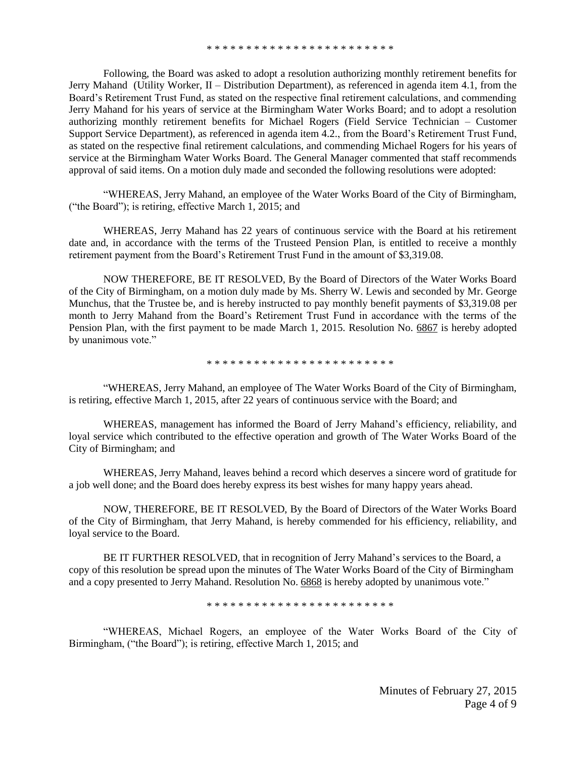\* \* \* \* \* \* \* \* \* \* \* \* \* \* \* \* \* \* \* \* \* \* \* \*

Following, the Board was asked to adopt a resolution authorizing monthly retirement benefits for Jerry Mahand (Utility Worker, II – Distribution Department), as referenced in agenda item 4.1, from the Board's Retirement Trust Fund, as stated on the respective final retirement calculations, and commending Jerry Mahand for his years of service at the Birmingham Water Works Board; and to adopt a resolution authorizing monthly retirement benefits for Michael Rogers (Field Service Technician – Customer Support Service Department), as referenced in agenda item 4.2., from the Board's Retirement Trust Fund, as stated on the respective final retirement calculations, and commending Michael Rogers for his years of service at the Birmingham Water Works Board. The General Manager commented that staff recommends approval of said items. On a motion duly made and seconded the following resolutions were adopted:

"WHEREAS, Jerry Mahand, an employee of the Water Works Board of the City of Birmingham, ("the Board"); is retiring, effective March 1, 2015; and

WHEREAS, Jerry Mahand has 22 years of continuous service with the Board at his retirement date and, in accordance with the terms of the Trusteed Pension Plan, is entitled to receive a monthly retirement payment from the Board's Retirement Trust Fund in the amount of $3,319.08.

NOW THEREFORE, BE IT RESOLVED, By the Board of Directors of the Water Works Board of the City of Birmingham, on a motion duly made by Ms. Sherry W. Lewis and seconded by Mr. George Munchus, that the Trustee be, and is hereby instructed to pay monthly benefit payments of $3,319.08 per month to Jerry Mahand from the Board's Retirement Trust Fund in accordance with the terms of the Pension Plan, with the first payment to be made March 1, 2015. Resolution No. 6867 is hereby adopted by unanimous vote."

\* \* \* \* \* \* \* \* \* \* \* \* \* \* \* \* \* \* \* \* \* \* \* \*

"WHEREAS, Jerry Mahand, an employee of The Water Works Board of the City of Birmingham, is retiring, effective March 1, 2015, after 22 years of continuous service with the Board; and

WHEREAS, management has informed the Board of Jerry Mahand's efficiency, reliability, and loyal service which contributed to the effective operation and growth of The Water Works Board of the City of Birmingham; and

WHEREAS, Jerry Mahand, leaves behind a record which deserves a sincere word of gratitude for a job well done; and the Board does hereby express its best wishes for many happy years ahead.

NOW, THEREFORE, BE IT RESOLVED, By the Board of Directors of the Water Works Board of the City of Birmingham, that Jerry Mahand, is hereby commended for his efficiency, reliability, and loyal service to the Board.

BE IT FURTHER RESOLVED, that in recognition of Jerry Mahand's services to the Board, a copy of this resolution be spread upon the minutes of The Water Works Board of the City of Birmingham and a copy presented to Jerry Mahand. Resolution No. 6868 is hereby adopted by unanimous vote."

\* \* \* \* \* \* \* \* \* \* \* \* \* \* \* \* \* \* \* \* \* \* \* \*

"WHEREAS, Michael Rogers, an employee of the Water Works Board of the City of Birmingham, ("the Board"); is retiring, effective March 1, 2015; and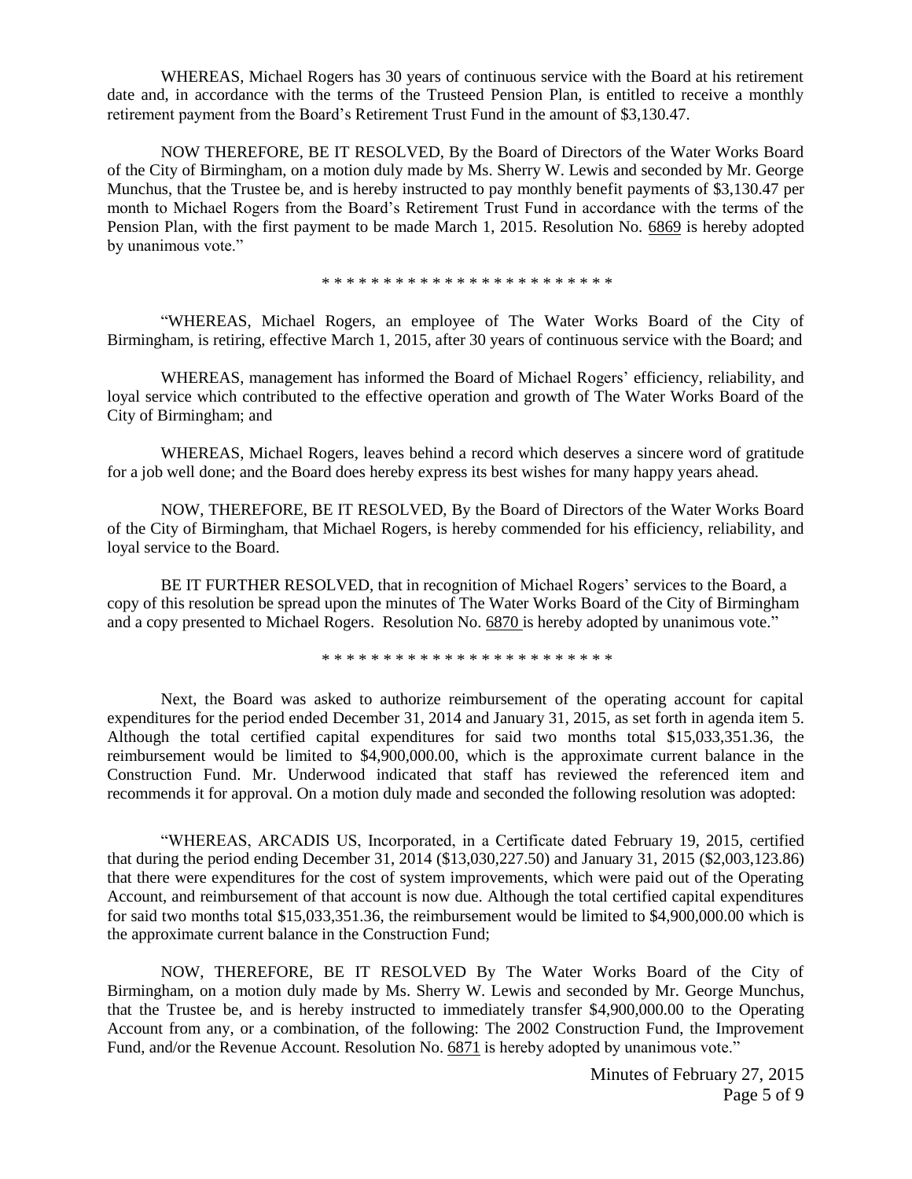WHEREAS, Michael Rogers has 30 years of continuous service with the Board at his retirement date and, in accordance with the terms of the Trusteed Pension Plan, is entitled to receive a monthly retirement payment from the Board's Retirement Trust Fund in the amount of $3,130.47.

NOW THEREFORE, BE IT RESOLVED, By the Board of Directors of the Water Works Board of the City of Birmingham, on a motion duly made by Ms. Sherry W. Lewis and seconded by Mr. George Munchus, that the Trustee be, and is hereby instructed to pay monthly benefit payments of $3,130.47 per month to Michael Rogers from the Board's Retirement Trust Fund in accordance with the terms of the Pension Plan, with the first payment to be made March 1, 2015. Resolution No. 6869 is hereby adopted by unanimous vote."

\* \* \* \* \* \* \* \* \* \* \* \* \* \* \* \* \* \* \* \* \* \* \* \* \*

"WHEREAS, Michael Rogers, an employee of The Water Works Board of the City of Birmingham, is retiring, effective March 1, 2015, after 30 years of continuous service with the Board; and

WHEREAS, management has informed the Board of Michael Rogers' efficiency, reliability, and loyal service which contributed to the effective operation and growth of The Water Works Board of the City of Birmingham; and

WHEREAS, Michael Rogers, leaves behind a record which deserves a sincere word of gratitude for a job well done; and the Board does hereby express its best wishes for many happy years ahead.

NOW, THEREFORE, BE IT RESOLVED, By the Board of Directors of the Water Works Board of the City of Birmingham, that Michael Rogers, is hereby commended for his efficiency, reliability, and loyal service to the Board.

BE IT FURTHER RESOLVED, that in recognition of Michael Rogers' services to the Board, a copy of this resolution be spread upon the minutes of The Water Works Board of the City of Birmingham and a copy presented to Michael Rogers. Resolution No. 6870 is hereby adopted by unanimous vote."

\* \* \* \* \* \* \* \* \* \* \* \* \* \* \* \* \* \* \* \* \* \* \* \* \*

Next, the Board was asked to authorize reimbursement of the operating account for capital expenditures for the period ended December 31, 2014 and January 31, 2015, as set forth in agenda item 5. Although the total certified capital expenditures for said two months total $15,033,351.36, the reimbursement would be limited to $4,900,000.00, which is the approximate current balance in the Construction Fund. Mr. Underwood indicated that staff has reviewed the referenced item and recommends it for approval. On a motion duly made and seconded the following resolution was adopted:

"WHEREAS, ARCADIS US, Incorporated, in a Certificate dated February 19, 2015, certified that during the period ending December 31, 2014 ($13,030,227.50) and January 31, 2015 ($2,003,123.86) that there were expenditures for the cost of system improvements, which were paid out of the Operating Account, and reimbursement of that account is now due. Although the total certified capital expenditures for said two months total $15,033,351.36, the reimbursement would be limited to $4,900,000.00 which is the approximate current balance in the Construction Fund;

NOW, THEREFORE, BE IT RESOLVED By The Water Works Board of the City of Birmingham, on a motion duly made by Ms. Sherry W. Lewis and seconded by Mr. George Munchus, that the Trustee be, and is hereby instructed to immediately transfer $4,900,000.00 to the Operating Account from any, or a combination, of the following: The 2002 Construction Fund, the Improvement Fund, and/or the Revenue Account. Resolution No. 6871 is hereby adopted by unanimous vote."

Minutes of February 27, 2015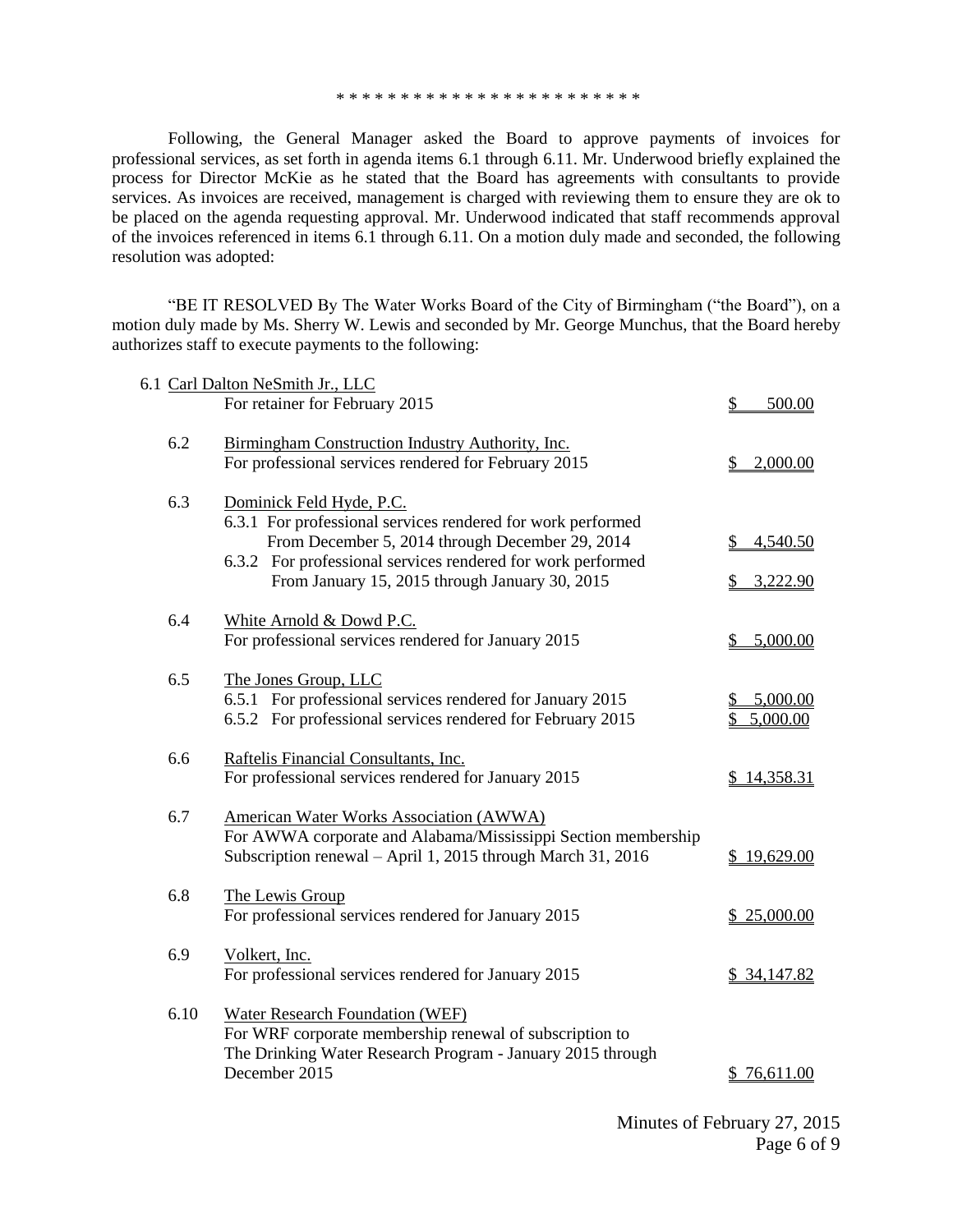\* \* \* \* \* \* \* \* \* \* \* \* \* \* \* \* \* \* \* \* \* \* \* \* \*

Following, the General Manager asked the Board to approve payments of invoices for professional services, as set forth in agenda items 6.1 through 6.11. Mr. Underwood briefly explained the process for Director McKie as he stated that the Board has agreements with consultants to provide services. As invoices are received, management is charged with reviewing them to ensure they are ok to be placed on the agenda requesting approval. Mr. Underwood indicated that staff recommends approval of the invoices referenced in items 6.1 through 6.11. On a motion duly made and seconded, the following resolution was adopted:

"BE IT RESOLVED By The Water Works Board of the City of Birmingham ("the Board"), on a motion duly made by Ms. Sherry W. Lewis and seconded by Mr. George Munchus, that the Board hereby authorizes staff to execute payments to the following:

6.1 Carl Dalton NeSmith Jr., LLC
For retainer for February 2015 — $ 500.00

6.2 Birmingham Construction Industry Authority, Inc.
For professional services rendered for February 2015 — $ 2,000.00

6.3 Dominick Feld Hyde, P.C.
- 6.3.1 For professional services rendered for work performed From December 5, 2014 through December 29, 2014 — $ 4,540.50
- 6.3.2 For professional services rendered for work performed From January 15, 2015 through January 30, 2015 — $ 3,222.90

6.4 White Arnold & Dowd P.C.
For professional services rendered for January 2015 — $ 5,000.00

6.5 The Jones Group, LLC
- 6.5.1 For professional services rendered for January 2015 — $ 5,000.00
- 6.5.2 For professional services rendered for February 2015 — $ 5,000.00

6.6 Raftelis Financial Consultants, Inc.
For professional services rendered for January 2015 — $ 14,358.31

6.7 American Water Works Association (AWWA)
For AWWA corporate and Alabama/Mississippi Section membership Subscription renewal – April 1, 2015 through March 31, 2016 — $ 19,629.00

6.8 The Lewis Group
For professional services rendered for January 2015 — $ 25,000.00

6.9 Volkert, Inc.
For professional services rendered for January 2015 — $ 34,147.82

6.10 Water Research Foundation (WEF)
For WRF corporate membership renewal of subscription to The Drinking Water Research Program - January 2015 through December 2015 — $ 76,611.00

Minutes of February 27, 2015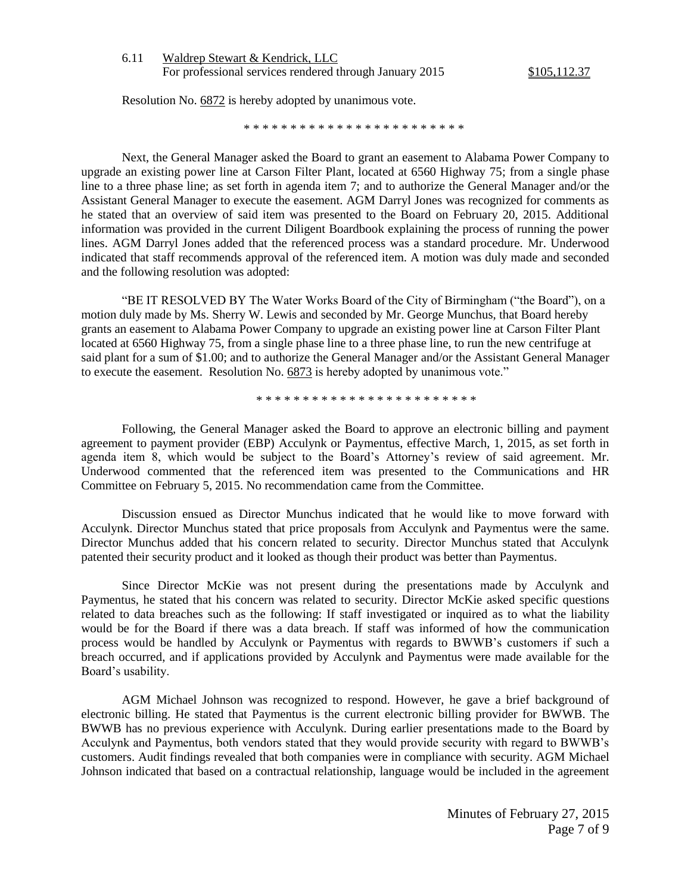6.11 Waldrep Stewart & Kendrick, LLC
For professional services rendered through January 2015 $105,112.37

Resolution No. 6872 is hereby adopted by unanimous vote.

* * * * * * * * * * * * * * * * * * * * * * * *

Next, the General Manager asked the Board to grant an easement to Alabama Power Company to upgrade an existing power line at Carson Filter Plant, located at 6560 Highway 75; from a single phase line to a three phase line; as set forth in agenda item 7; and to authorize the General Manager and/or the Assistant General Manager to execute the easement. AGM Darryl Jones was recognized for comments as he stated that an overview of said item was presented to the Board on February 20, 2015. Additional information was provided in the current Diligent Boardbook explaining the process of running the power lines. AGM Darryl Jones added that the referenced process was a standard procedure. Mr. Underwood indicated that staff recommends approval of the referenced item. A motion was duly made and seconded and the following resolution was adopted:

"BE IT RESOLVED BY The Water Works Board of the City of Birmingham ("the Board"), on a motion duly made by Ms. Sherry W. Lewis and seconded by Mr. George Munchus, that Board hereby grants an easement to Alabama Power Company to upgrade an existing power line at Carson Filter Plant located at 6560 Highway 75, from a single phase line to a three phase line, to run the new centrifuge at said plant for a sum of $1.00; and to authorize the General Manager and/or the Assistant General Manager to execute the easement. Resolution No. 6873 is hereby adopted by unanimous vote."

* * * * * * * * * * * * * * * * * * * * * * * *

Following, the General Manager asked the Board to approve an electronic billing and payment agreement to payment provider (EBP) Acculynk or Paymentus, effective March, 1, 2015, as set forth in agenda item 8, which would be subject to the Board's Attorney's review of said agreement. Mr. Underwood commented that the referenced item was presented to the Communications and HR Committee on February 5, 2015. No recommendation came from the Committee.

Discussion ensued as Director Munchus indicated that he would like to move forward with Acculynk. Director Munchus stated that price proposals from Acculynk and Paymentus were the same. Director Munchus added that his concern related to security. Director Munchus stated that Acculynk patented their security product and it looked as though their product was better than Paymentus.

Since Director McKie was not present during the presentations made by Acculynk and Paymentus, he stated that his concern was related to security. Director McKie asked specific questions related to data breaches such as the following: If staff investigated or inquired as to what the liability would be for the Board if there was a data breach. If staff was informed of how the communication process would be handled by Acculynk or Paymentus with regards to BWWB's customers if such a breach occurred, and if applications provided by Acculynk and Paymentus were made available for the Board's usability.

AGM Michael Johnson was recognized to respond. However, he gave a brief background of electronic billing. He stated that Paymentus is the current electronic billing provider for BWWB. The BWWB has no previous experience with Acculynk. During earlier presentations made to the Board by Acculynk and Paymentus, both vendors stated that they would provide security with regard to BWWB's customers. Audit findings revealed that both companies were in compliance with security. AGM Michael Johnson indicated that based on a contractual relationship, language would be included in the agreement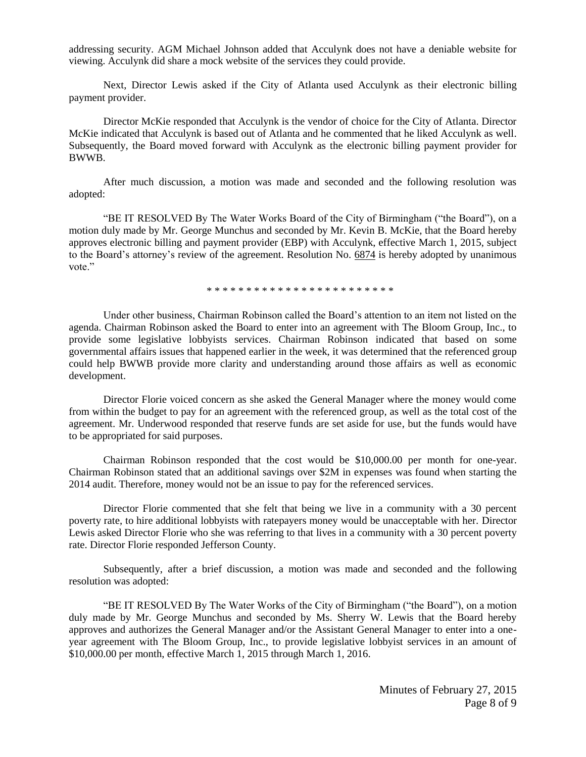addressing security. AGM Michael Johnson added that Acculynk does not have a deniable website for viewing. Acculynk did share a mock website of the services they could provide.

Next, Director Lewis asked if the City of Atlanta used Acculynk as their electronic billing payment provider.

Director McKie responded that Acculynk is the vendor of choice for the City of Atlanta. Director McKie indicated that Acculynk is based out of Atlanta and he commented that he liked Acculynk as well. Subsequently, the Board moved forward with Acculynk as the electronic billing payment provider for BWWB.

After much discussion, a motion was made and seconded and the following resolution was adopted:

"BE IT RESOLVED By The Water Works Board of the City of Birmingham ("the Board"), on a motion duly made by Mr. George Munchus and seconded by Mr. Kevin B. McKie, that the Board hereby approves electronic billing and payment provider (EBP) with Acculynk, effective March 1, 2015, subject to the Board's attorney's review of the agreement. Resolution No. 6874 is hereby adopted by unanimous vote."

* * * * * * * * * * * * * * * * * * * * * * * *

Under other business, Chairman Robinson called the Board's attention to an item not listed on the agenda. Chairman Robinson asked the Board to enter into an agreement with The Bloom Group, Inc., to provide some legislative lobbyists services. Chairman Robinson indicated that based on some governmental affairs issues that happened earlier in the week, it was determined that the referenced group could help BWWB provide more clarity and understanding around those affairs as well as economic development.

Director Florie voiced concern as she asked the General Manager where the money would come from within the budget to pay for an agreement with the referenced group, as well as the total cost of the agreement. Mr. Underwood responded that reserve funds are set aside for use, but the funds would have to be appropriated for said purposes.

Chairman Robinson responded that the cost would be $10,000.00 per month for one-year. Chairman Robinson stated that an additional savings over $2M in expenses was found when starting the 2014 audit. Therefore, money would not be an issue to pay for the referenced services.

Director Florie commented that she felt that being we live in a community with a 30 percent poverty rate, to hire additional lobbyists with ratepayers money would be unacceptable with her. Director Lewis asked Director Florie who she was referring to that lives in a community with a 30 percent poverty rate. Director Florie responded Jefferson County.

Subsequently, after a brief discussion, a motion was made and seconded and the following resolution was adopted:

"BE IT RESOLVED By The Water Works of the City of Birmingham ("the Board"), on a motion duly made by Mr. George Munchus and seconded by Ms. Sherry W. Lewis that the Board hereby approves and authorizes the General Manager and/or the Assistant General Manager to enter into a one-year agreement with The Bloom Group, Inc., to provide legislative lobbyist services in an amount of $10,000.00 per month, effective March 1, 2015 through March 1, 2016.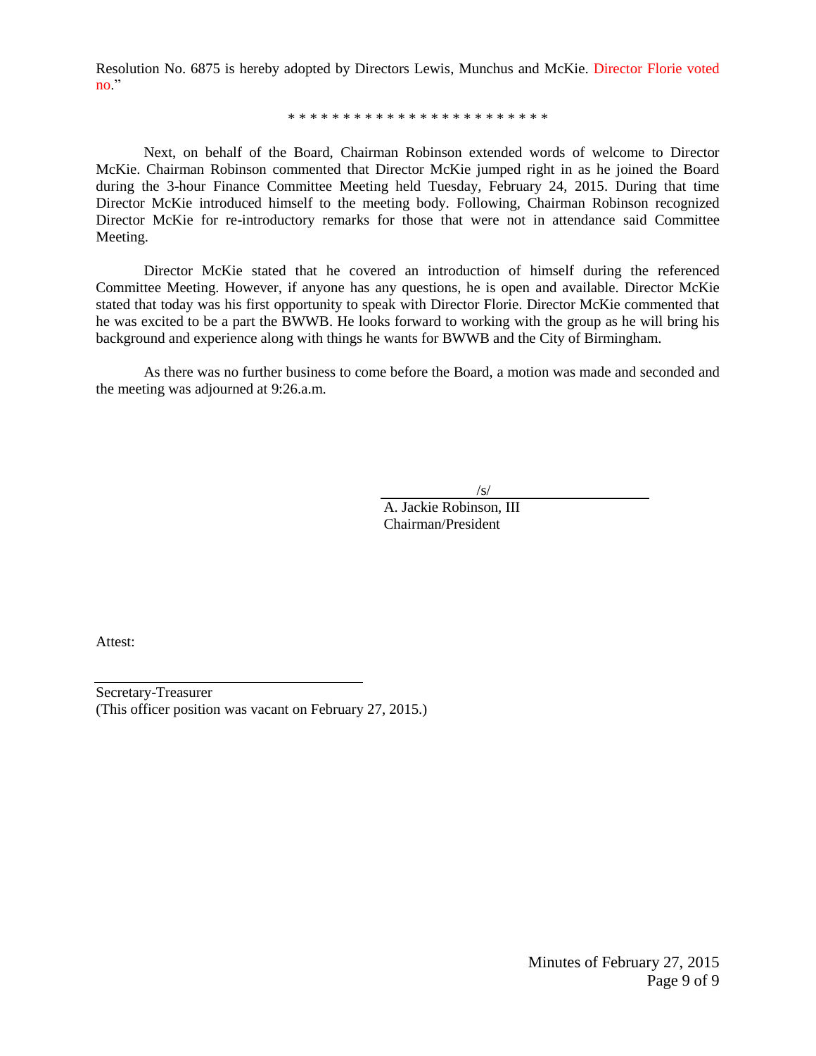Resolution No. 6875 is hereby adopted by Directors Lewis, Munchus and McKie. Director Florie voted no."

* * * * * * * * * * * * * * * * * * * * * * * *

Next, on behalf of the Board, Chairman Robinson extended words of welcome to Director McKie. Chairman Robinson commented that Director McKie jumped right in as he joined the Board during the 3-hour Finance Committee Meeting held Tuesday, February 24, 2015. During that time Director McKie introduced himself to the meeting body. Following, Chairman Robinson recognized Director McKie for re-introductory remarks for those that were not in attendance said Committee Meeting.

Director McKie stated that he covered an introduction of himself during the referenced Committee Meeting. However, if anyone has any questions, he is open and available. Director McKie stated that today was his first opportunity to speak with Director Florie. Director McKie commented that he was excited to be a part the BWWB. He looks forward to working with the group as he will bring his background and experience along with things he wants for BWWB and the City of Birmingham.

As there was no further business to come before the Board, a motion was made and seconded and the meeting was adjourned at 9:26.a.m.

/s/
A. Jackie Robinson, III
Chairman/President

Attest:

Secretary-Treasurer
(This officer position was vacant on February 27, 2015.)